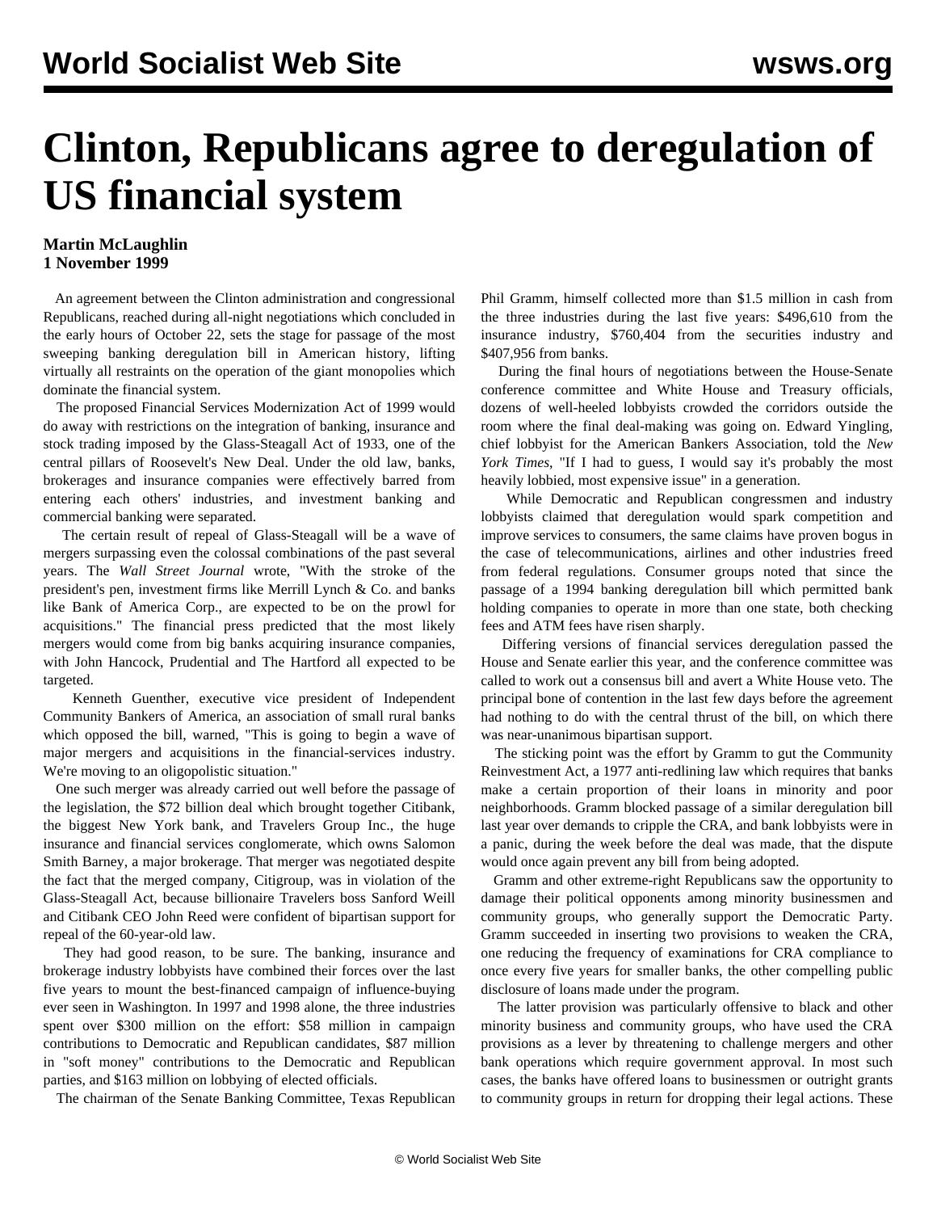# Clinton, Republicans agree to deregulation of US financial system

**Martin McLaughlin**
**1 November 1999**

An agreement between the Clinton administration and congressional Republicans, reached during all-night negotiations which concluded in the early hours of October 22, sets the stage for passage of the most sweeping banking deregulation bill in American history, lifting virtually all restraints on the operation of the giant monopolies which dominate the financial system.

The proposed Financial Services Modernization Act of 1999 would do away with restrictions on the integration of banking, insurance and stock trading imposed by the Glass-Steagall Act of 1933, one of the central pillars of Roosevelt's New Deal. Under the old law, banks, brokerages and insurance companies were effectively barred from entering each others' industries, and investment banking and commercial banking were separated.

The certain result of repeal of Glass-Steagall will be a wave of mergers surpassing even the colossal combinations of the past several years. The *Wall Street Journal* wrote, "With the stroke of the president's pen, investment firms like Merrill Lynch & Co. and banks like Bank of America Corp., are expected to be on the prowl for acquisitions." The financial press predicted that the most likely mergers would come from big banks acquiring insurance companies, with John Hancock, Prudential and The Hartford all expected to be targeted.

Kenneth Guenther, executive vice president of Independent Community Bankers of America, an association of small rural banks which opposed the bill, warned, "This is going to begin a wave of major mergers and acquisitions in the financial-services industry. We're moving to an oligopolistic situation."

One such merger was already carried out well before the passage of the legislation, the $72 billion deal which brought together Citibank, the biggest New York bank, and Travelers Group Inc., the huge insurance and financial services conglomerate, which owns Salomon Smith Barney, a major brokerage. That merger was negotiated despite the fact that the merged company, Citigroup, was in violation of the Glass-Steagall Act, because billionaire Travelers boss Sanford Weill and Citibank CEO John Reed were confident of bipartisan support for repeal of the 60-year-old law.

They had good reason, to be sure. The banking, insurance and brokerage industry lobbyists have combined their forces over the last five years to mount the best-financed campaign of influence-buying ever seen in Washington. In 1997 and 1998 alone, the three industries spent over $300 million on the effort: $58 million in campaign contributions to Democratic and Republican candidates, $87 million in "soft money" contributions to the Democratic and Republican parties, and $163 million on lobbying of elected officials.

The chairman of the Senate Banking Committee, Texas Republican Phil Gramm, himself collected more than $1.5 million in cash from the three industries during the last five years: $496,610 from the insurance industry, $760,404 from the securities industry and $407,956 from banks.

During the final hours of negotiations between the House-Senate conference committee and White House and Treasury officials, dozens of well-heeled lobbyists crowded the corridors outside the room where the final deal-making was going on. Edward Yingling, chief lobbyist for the American Bankers Association, told the *New York Times*, "If I had to guess, I would say it's probably the most heavily lobbied, most expensive issue" in a generation.

While Democratic and Republican congressmen and industry lobbyists claimed that deregulation would spark competition and improve services to consumers, the same claims have proven bogus in the case of telecommunications, airlines and other industries freed from federal regulations. Consumer groups noted that since the passage of a 1994 banking deregulation bill which permitted bank holding companies to operate in more than one state, both checking fees and ATM fees have risen sharply.

Differing versions of financial services deregulation passed the House and Senate earlier this year, and the conference committee was called to work out a consensus bill and avert a White House veto. The principal bone of contention in the last few days before the agreement had nothing to do with the central thrust of the bill, on which there was near-unanimous bipartisan support.

The sticking point was the effort by Gramm to gut the Community Reinvestment Act, a 1977 anti-redlining law which requires that banks make a certain proportion of their loans in minority and poor neighborhoods. Gramm blocked passage of a similar deregulation bill last year over demands to cripple the CRA, and bank lobbyists were in a panic, during the week before the deal was made, that the dispute would once again prevent any bill from being adopted.

Gramm and other extreme-right Republicans saw the opportunity to damage their political opponents among minority businessmen and community groups, who generally support the Democratic Party. Gramm succeeded in inserting two provisions to weaken the CRA, one reducing the frequency of examinations for CRA compliance to once every five years for smaller banks, the other compelling public disclosure of loans made under the program.

The latter provision was particularly offensive to black and other minority business and community groups, who have used the CRA provisions as a lever by threatening to challenge mergers and other bank operations which require government approval. In most such cases, the banks have offered loans to businessmen or outright grants to community groups in return for dropping their legal actions. These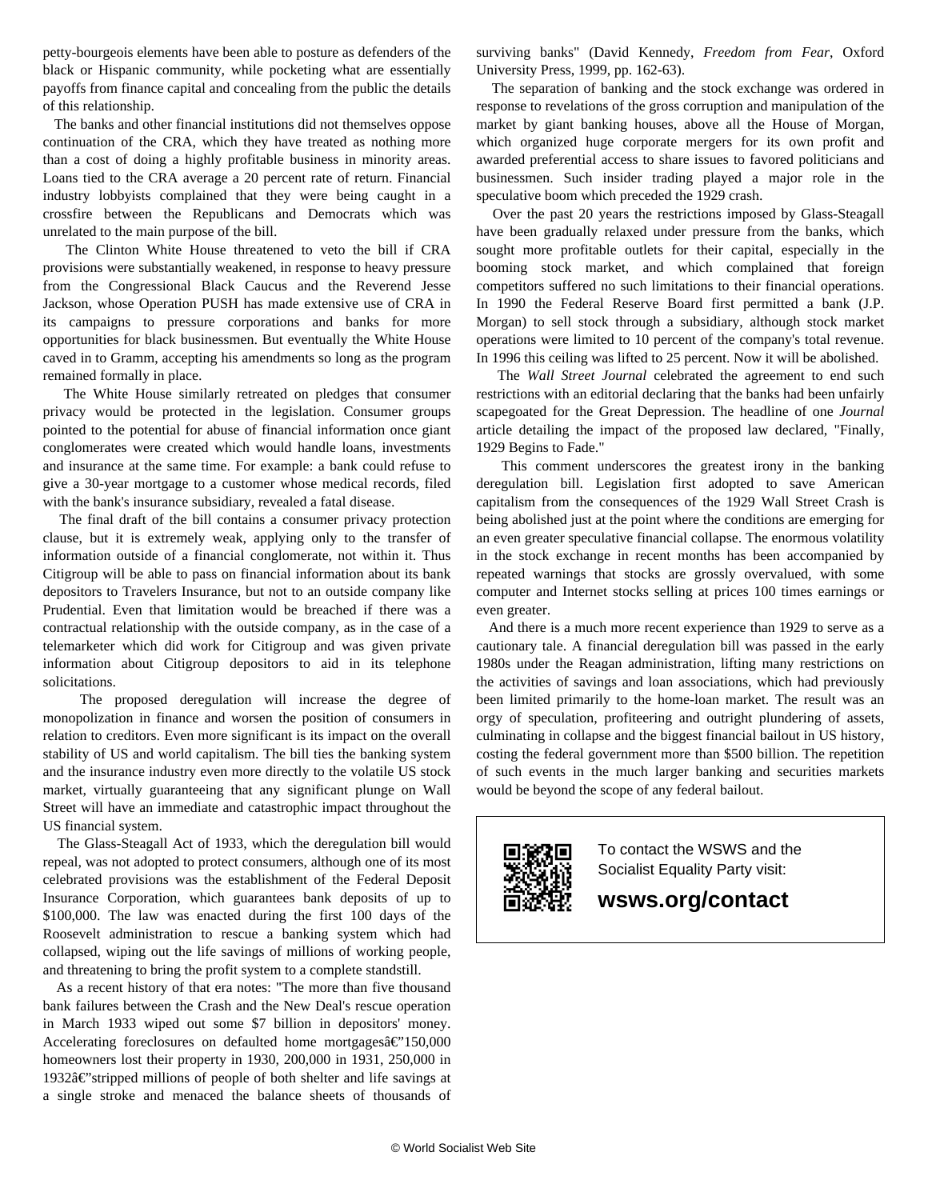petty-bourgeois elements have been able to posture as defenders of the black or Hispanic community, while pocketing what are essentially payoffs from finance capital and concealing from the public the details of this relationship.

The banks and other financial institutions did not themselves oppose continuation of the CRA, which they have treated as nothing more than a cost of doing a highly profitable business in minority areas. Loans tied to the CRA average a 20 percent rate of return. Financial industry lobbyists complained that they were being caught in a crossfire between the Republicans and Democrats which was unrelated to the main purpose of the bill.

The Clinton White House threatened to veto the bill if CRA provisions were substantially weakened, in response to heavy pressure from the Congressional Black Caucus and the Reverend Jesse Jackson, whose Operation PUSH has made extensive use of CRA in its campaigns to pressure corporations and banks for more opportunities for black businessmen. But eventually the White House caved in to Gramm, accepting his amendments so long as the program remained formally in place.

The White House similarly retreated on pledges that consumer privacy would be protected in the legislation. Consumer groups pointed to the potential for abuse of financial information once giant conglomerates were created which would handle loans, investments and insurance at the same time. For example: a bank could refuse to give a 30-year mortgage to a customer whose medical records, filed with the bank's insurance subsidiary, revealed a fatal disease.

The final draft of the bill contains a consumer privacy protection clause, but it is extremely weak, applying only to the transfer of information outside of a financial conglomerate, not within it. Thus Citigroup will be able to pass on financial information about its bank depositors to Travelers Insurance, but not to an outside company like Prudential. Even that limitation would be breached if there was a contractual relationship with the outside company, as in the case of a telemarketer which did work for Citigroup and was given private information about Citigroup depositors to aid in its telephone solicitations.

The proposed deregulation will increase the degree of monopolization in finance and worsen the position of consumers in relation to creditors. Even more significant is its impact on the overall stability of US and world capitalism. The bill ties the banking system and the insurance industry even more directly to the volatile US stock market, virtually guaranteeing that any significant plunge on Wall Street will have an immediate and catastrophic impact throughout the US financial system.

The Glass-Steagall Act of 1933, which the deregulation bill would repeal, was not adopted to protect consumers, although one of its most celebrated provisions was the establishment of the Federal Deposit Insurance Corporation, which guarantees bank deposits of up to $100,000. The law was enacted during the first 100 days of the Roosevelt administration to rescue a banking system which had collapsed, wiping out the life savings of millions of working people, and threatening to bring the profit system to a complete standstill.

As a recent history of that era notes: "The more than five thousand bank failures between the Crash and the New Deal's rescue operation in March 1933 wiped out some $7 billion in depositors' money. Accelerating foreclosures on defaulted home mortgagesâ€"150,000 homeowners lost their property in 1930, 200,000 in 1931, 250,000 in 1932â€"stripped millions of people of both shelter and life savings at a single stroke and menaced the balance sheets of thousands of surviving banks" (David Kennedy, *Freedom from Fear*, Oxford University Press, 1999, pp. 162-63).

The separation of banking and the stock exchange was ordered in response to revelations of the gross corruption and manipulation of the market by giant banking houses, above all the House of Morgan, which organized huge corporate mergers for its own profit and awarded preferential access to share issues to favored politicians and businessmen. Such insider trading played a major role in the speculative boom which preceded the 1929 crash.

Over the past 20 years the restrictions imposed by Glass-Steagall have been gradually relaxed under pressure from the banks, which sought more profitable outlets for their capital, especially in the booming stock market, and which complained that foreign competitors suffered no such limitations to their financial operations. In 1990 the Federal Reserve Board first permitted a bank (J.P. Morgan) to sell stock through a subsidiary, although stock market operations were limited to 10 percent of the company's total revenue. In 1996 this ceiling was lifted to 25 percent. Now it will be abolished.

The *Wall Street Journal* celebrated the agreement to end such restrictions with an editorial declaring that the banks had been unfairly scapegoated for the Great Depression. The headline of one *Journal* article detailing the impact of the proposed law declared, "Finally, 1929 Begins to Fade."

This comment underscores the greatest irony in the banking deregulation bill. Legislation first adopted to save American capitalism from the consequences of the 1929 Wall Street Crash is being abolished just at the point where the conditions are emerging for an even greater speculative financial collapse. The enormous volatility in the stock exchange in recent months has been accompanied by repeated warnings that stocks are grossly overvalued, with some computer and Internet stocks selling at prices 100 times earnings or even greater.

And there is a much more recent experience than 1929 to serve as a cautionary tale. A financial deregulation bill was passed in the early 1980s under the Reagan administration, lifting many restrictions on the activities of savings and loan associations, which had previously been limited primarily to the home-loan market. The result was an orgy of speculation, profiteering and outright plundering of assets, culminating in collapse and the biggest financial bailout in US history, costing the federal government more than $500 billion. The repetition of such events in the much larger banking and securities markets would be beyond the scope of any federal bailout.

To contact the WSWS and the Socialist Equality Party visit:

**wsws.org/contact**